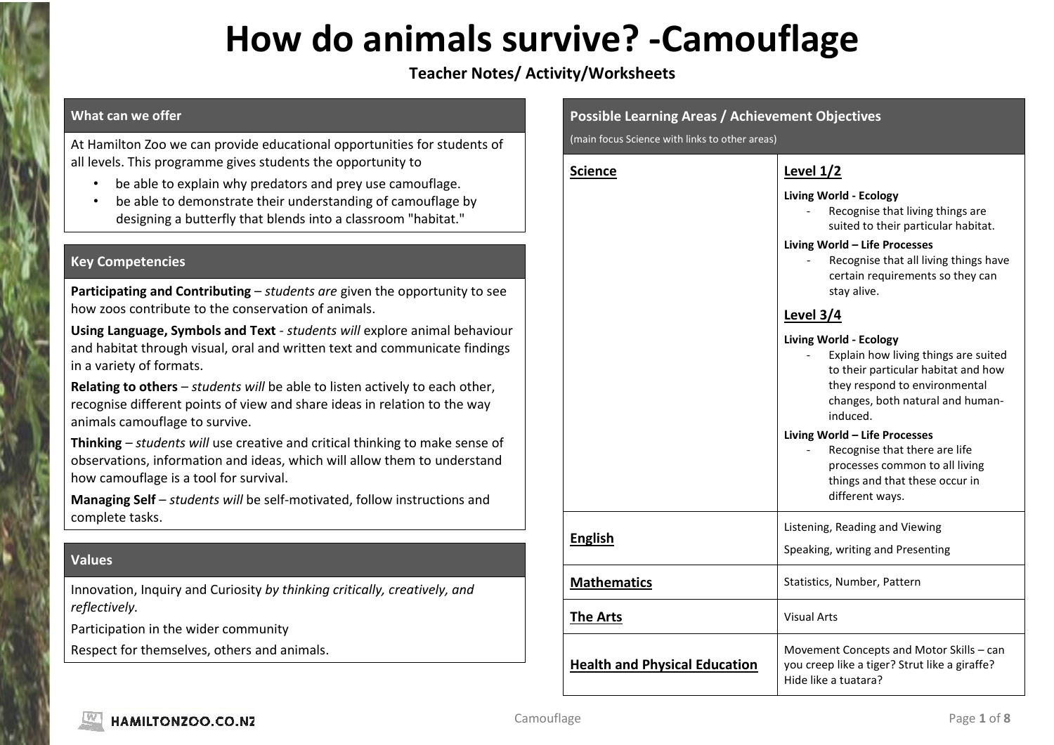# How do animals survive? -Camouflage

**Teacher Notes/ Activity/Worksheets**

## What can we offer

At Hamilton Zoo we can provide educational opportunities for students of all levels. This programme gives students the opportunity to

- be able to explain why predators and prey use camouflage.
- be able to demonstrate their understanding of camouflage by designing a butterfly that blends into a classroom "habitat."

## Key Competencies

**Participating and Contributing** – *students are* given the opportunity to see how zoos contribute to the conservation of animals.

**Using Language, Symbols and Text** - *students will* explore animal behaviour and habitat through visual, oral and written text and communicate findings in a variety of formats.

**Relating to others** – *students will* be able to listen actively to each other, recognise different points of view and share ideas in relation to the way animals camouflage to survive.

**Thinking** – *students will* use creative and critical thinking to make sense of observations, information and ideas, which will allow them to understand how camouflage is a tool for survival.

**Managing Self** – *students will* be self-motivated, follow instructions and complete tasks.

## Values

Innovation, Inquiry and Curiosity *by thinking critically, creatively, and reflectively.*

Participation in the wider community

Respect for themselves, others and animals.

## Possible Learning Areas / Achievement Objectives

(main focus Science with links to other areas)

| Learning Area | Achievement Objectives |
|---|---|
| **Science** | **Level 1/2**<br>**Living World - Ecology**<br>- Recognise that living things are suited to their particular habitat.<br>**Living World – Life Processes**<br>- Recognise that all living things have certain requirements so they can stay alive.<br>**Level 3/4**<br>**Living World - Ecology**<br>- Explain how living things are suited to their particular habitat and how they respond to environmental changes, both natural and human-induced.<br>**Living World – Life Processes**<br>- Recognise that there are life processes common to all living things and that these occur in different ways. |
| **English** | Listening, Reading and Viewing<br>Speaking, writing and Presenting |
| **Mathematics** | Statistics, Number, Pattern |
| **The Arts** | Visual Arts |
| **Health and Physical Education** | Movement Concepts and Motor Skills – can you creep like a tiger? Strut like a giraffe? Hide like a tuatara? |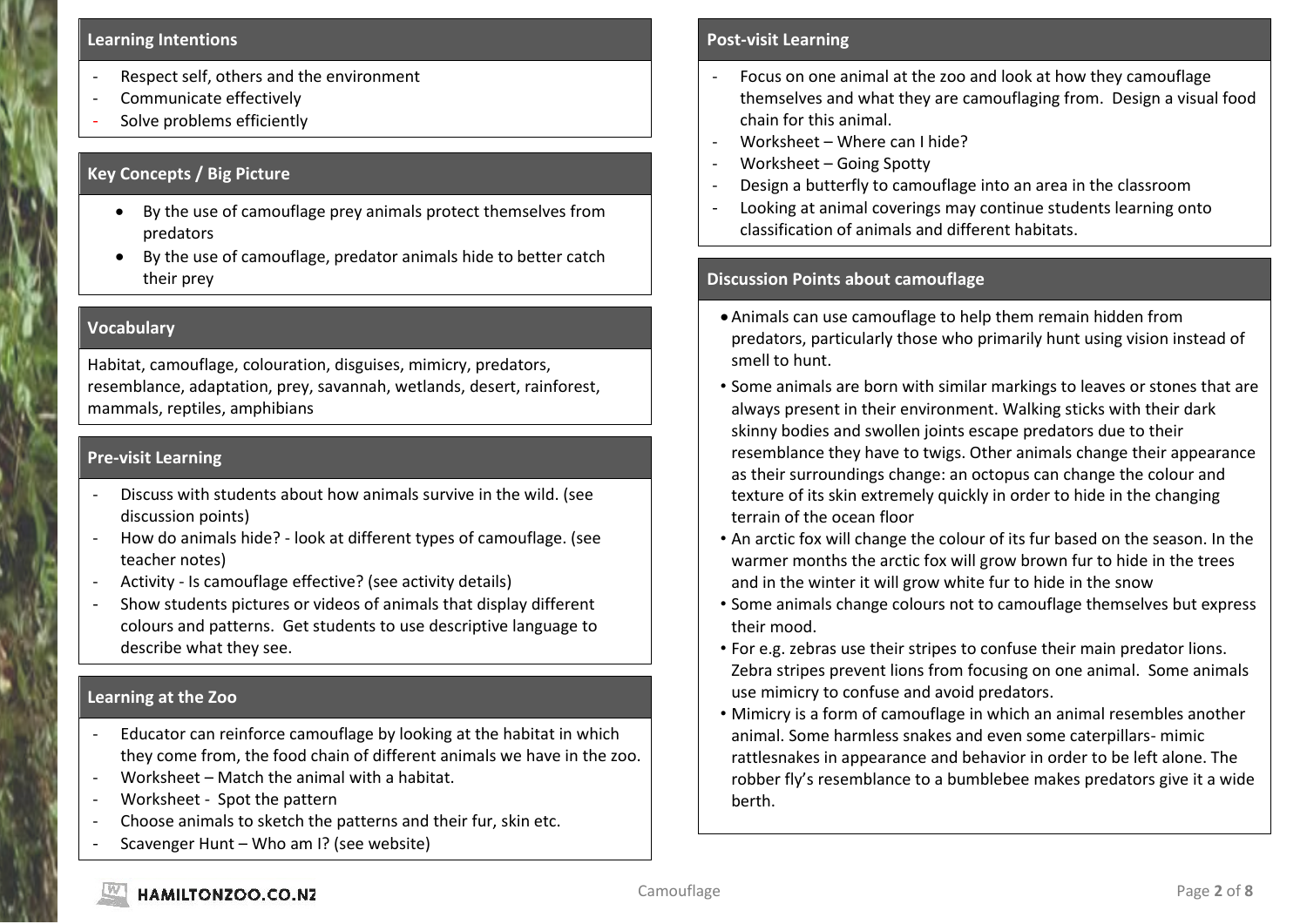## Learning Intentions

- Respect self, others and the environment
- Communicate effectively
- Solve problems efficiently

## Key Concepts / Big Picture

- By the use of camouflage prey animals protect themselves from predators
- By the use of camouflage, predator animals hide to better catch their prey

## Vocabulary

Habitat, camouflage, colouration, disguises, mimicry, predators, resemblance, adaptation, prey, savannah, wetlands, desert, rainforest, mammals, reptiles, amphibians

## Pre-visit Learning

- Discuss with students about how animals survive in the wild. (see discussion points)
- How do animals hide? - look at different types of camouflage. (see teacher notes)
- Activity - Is camouflage effective? (see activity details)
- Show students pictures or videos of animals that display different colours and patterns. Get students to use descriptive language to describe what they see.

## Learning at the Zoo

- Educator can reinforce camouflage by looking at the habitat in which they come from, the food chain of different animals we have in the zoo.
- Worksheet – Match the animal with a habitat.
- Worksheet - Spot the pattern
- Choose animals to sketch the patterns and their fur, skin etc.
- Scavenger Hunt – Who am I? (see website)

## Post-visit Learning

- Focus on one animal at the zoo and look at how they camouflage themselves and what they are camouflaging from. Design a visual food chain for this animal.
- Worksheet – Where can I hide?
- Worksheet – Going Spotty
- Design a butterfly to camouflage into an area in the classroom
- Looking at animal coverings may continue students learning onto classification of animals and different habitats.

## Discussion Points about camouflage

- Animals can use camouflage to help them remain hidden from predators, particularly those who primarily hunt using vision instead of smell to hunt.
- Some animals are born with similar markings to leaves or stones that are always present in their environment. Walking sticks with their dark skinny bodies and swollen joints escape predators due to their resemblance they have to twigs. Other animals change their appearance as their surroundings change: an octopus can change the colour and texture of its skin extremely quickly in order to hide in the changing terrain of the ocean floor
- An arctic fox will change the colour of its fur based on the season. In the warmer months the arctic fox will grow brown fur to hide in the trees and in the winter it will grow white fur to hide in the snow
- Some animals change colours not to camouflage themselves but express their mood.
- For e.g. zebras use their stripes to confuse their main predator lions. Zebra stripes prevent lions from focusing on one animal. Some animals use mimicry to confuse and avoid predators.
- Mimicry is a form of camouflage in which an animal resembles another animal. Some harmless snakes and even some caterpillars- mimic rattlesnakes in appearance and behavior in order to be left alone. The robber fly's resemblance to a bumblebee makes predators give it a wide berth.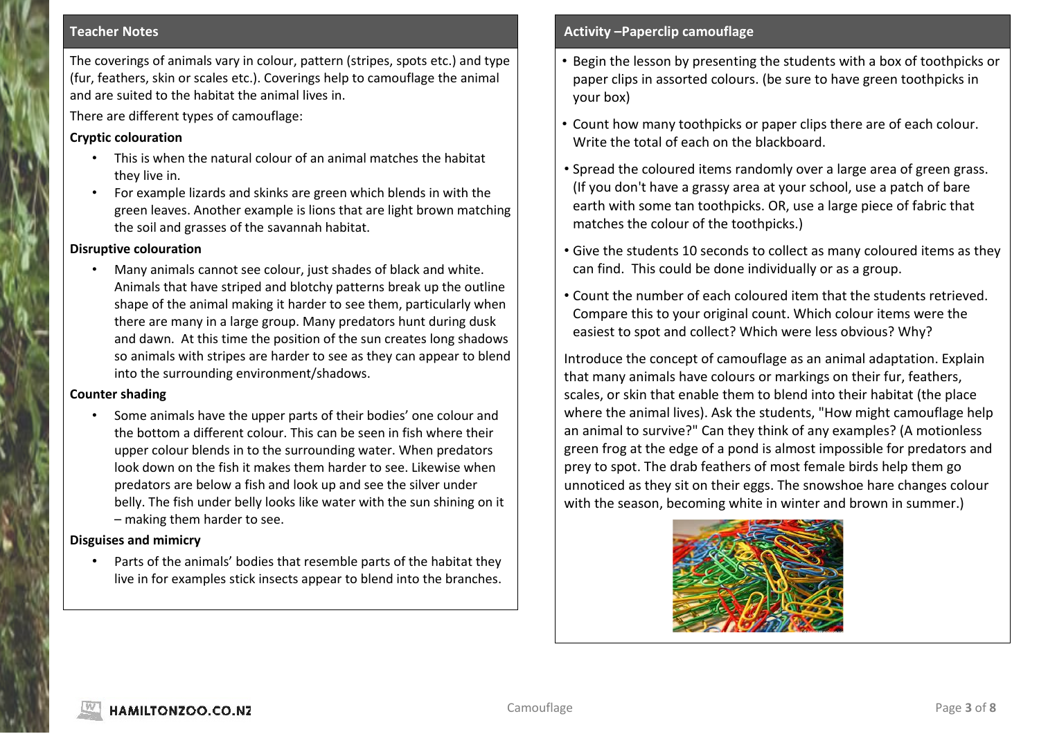## Teacher Notes

The coverings of animals vary in colour, pattern (stripes, spots etc.) and type (fur, feathers, skin or scales etc.). Coverings help to camouflage the animal and are suited to the habitat the animal lives in.

There are different types of camouflage:

**Cryptic colouration**

- This is when the natural colour of an animal matches the habitat they live in.
- For example lizards and skinks are green which blends in with the green leaves. Another example is lions that are light brown matching the soil and grasses of the savannah habitat.

**Disruptive colouration**

- Many animals cannot see colour, just shades of black and white. Animals that have striped and blotchy patterns break up the outline shape of the animal making it harder to see them, particularly when there are many in a large group. Many predators hunt during dusk and dawn. At this time the position of the sun creates long shadows so animals with stripes are harder to see as they can appear to blend into the surrounding environment/shadows.

**Counter shading**

- Some animals have the upper parts of their bodies' one colour and the bottom a different colour. This can be seen in fish where their upper colour blends in to the surrounding water. When predators look down on the fish it makes them harder to see. Likewise when predators are below a fish and look up and see the silver under belly. The fish under belly looks like water with the sun shining on it – making them harder to see.

**Disguises and mimicry**

- Parts of the animals' bodies that resemble parts of the habitat they live in for examples stick insects appear to blend into the branches.

## Activity –Paperclip camouflage

- Begin the lesson by presenting the students with a box of toothpicks or paper clips in assorted colours. (be sure to have green toothpicks in your box)
- Count how many toothpicks or paper clips there are of each colour. Write the total of each on the blackboard.
- Spread the coloured items randomly over a large area of green grass. (If you don't have a grassy area at your school, use a patch of bare earth with some tan toothpicks. OR, use a large piece of fabric that matches the colour of the toothpicks.)
- Give the students 10 seconds to collect as many coloured items as they can find. This could be done individually or as a group.
- Count the number of each coloured item that the students retrieved. Compare this to your original count. Which colour items were the easiest to spot and collect? Which were less obvious? Why?

Introduce the concept of camouflage as an animal adaptation. Explain that many animals have colours or markings on their fur, feathers, scales, or skin that enable them to blend into their habitat (the place where the animal lives). Ask the students, "How might camouflage help an animal to survive?" Can they think of any examples? (A motionless green frog at the edge of a pond is almost impossible for predators and prey to spot. The drab feathers of most female birds help them go unnoticed as they sit on their eggs. The snowshoe hare changes colour with the season, becoming white in winter and brown in summer.)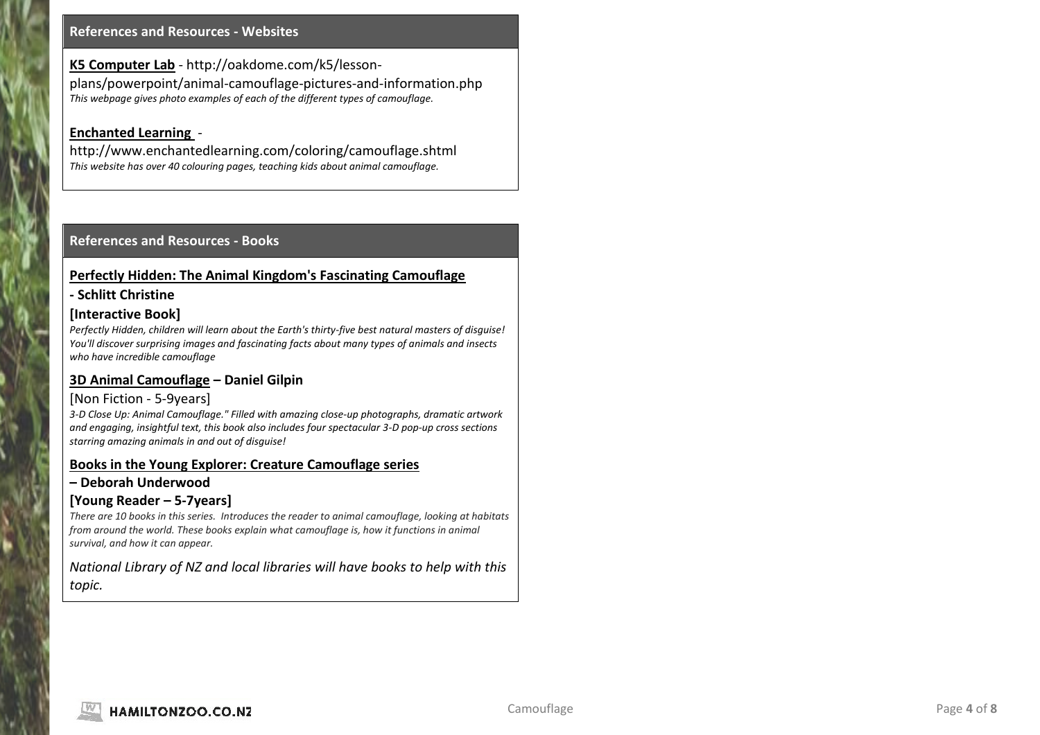## References and Resources - Websites

**K5 Computer Lab** - http://oakdome.com/k5/lesson-plans/powerpoint/animal-camouflage-pictures-and-information.php
*This webpage gives photo examples of each of the different types of camouflage.*

**Enchanted Learning** - http://www.enchantedlearning.com/coloring/camouflage.shtml
*This website has over 40 colouring pages, teaching kids about animal camouflage.*

## References and Resources - Books

**Perfectly Hidden: The Animal Kingdom's Fascinating Camouflage - Schlitt Christine**
**[Interactive Book]**
*Perfectly Hidden, children will learn about the Earth's thirty-five best natural masters of disguise! You'll discover surprising images and fascinating facts about many types of animals and insects who have incredible camouflage*

**3D Animal Camouflage – Daniel Gilpin**
[Non Fiction - 5-9years]
*3-D Close Up: Animal Camouflage." Filled with amazing close-up photographs, dramatic artwork and engaging, insightful text, this book also includes four spectacular 3-D pop-up cross sections starring amazing animals in and out of disguise!*

**Books in the Young Explorer: Creature Camouflage series – Deborah Underwood**
**[Young Reader – 5-7years]**
*There are 10 books in this series. Introduces the reader to animal camouflage, looking at habitats from around the world. These books explain what camouflage is, how it functions in animal survival, and how it can appear.*

*National Library of NZ and local libraries will have books to help with this topic.*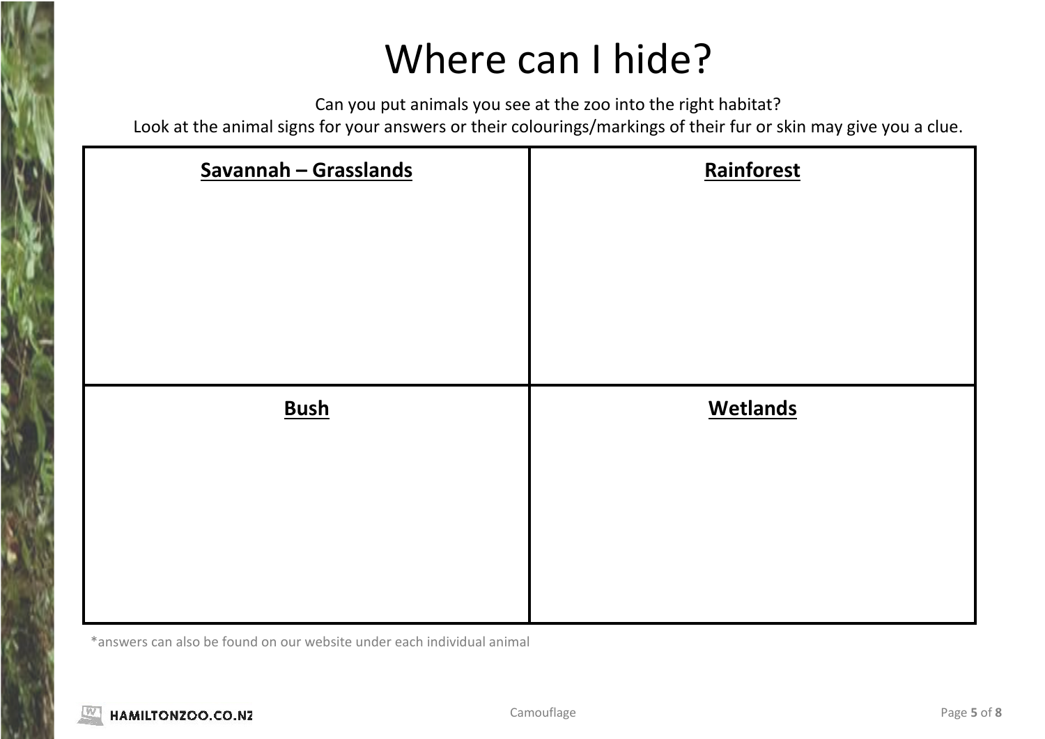# Where can I hide?

Can you put animals you see at the zoo into the right habitat?

Look at the animal signs for your answers or their colourings/markings of their fur or skin may give you a clue.

| **Savannah – Grasslands** | **Rainforest** |
| --- | --- |
| | |
| **Bush** | **Wetlands** |
| | |

*answers can also be found on our website under each individual animal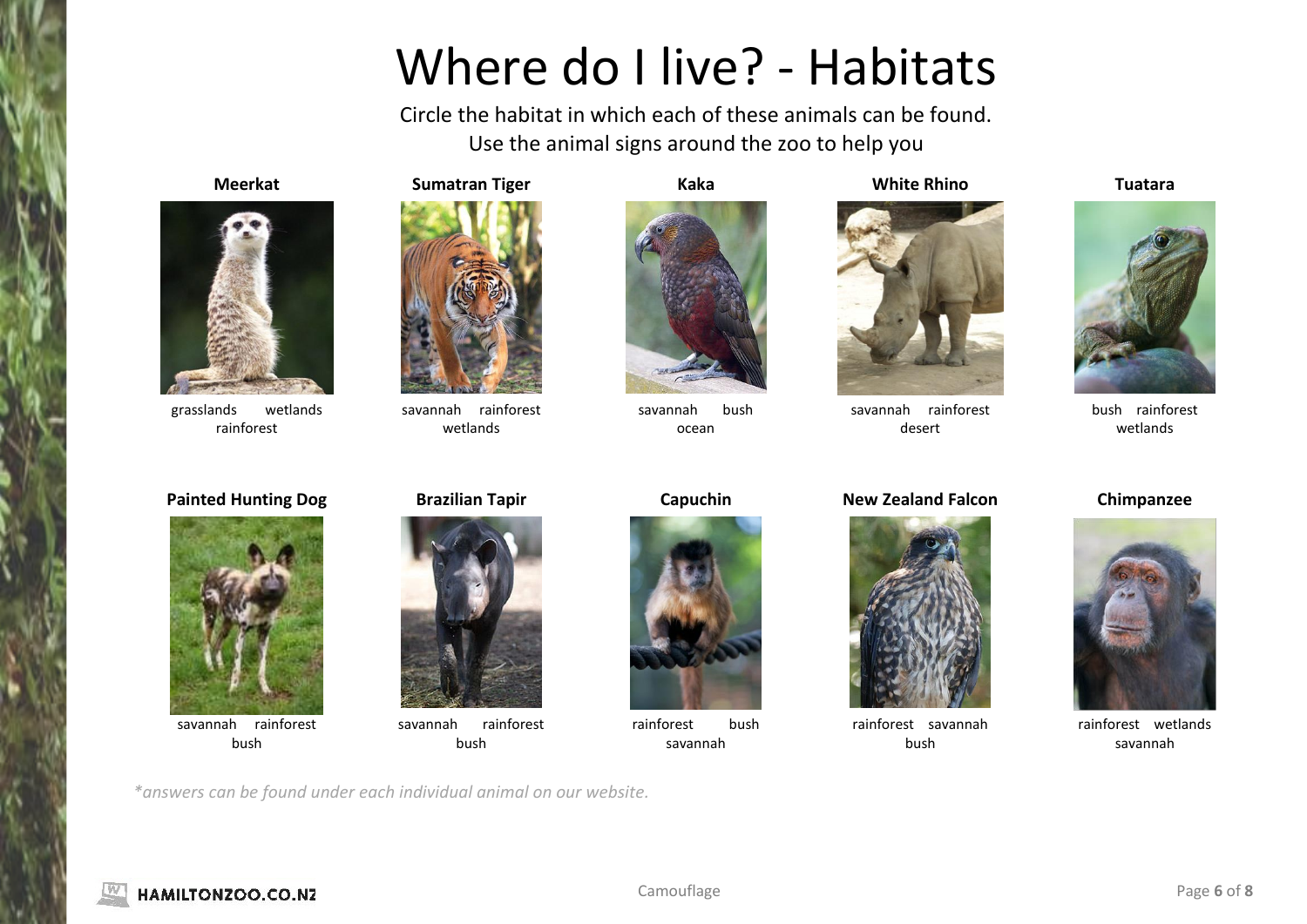# Where do I live? - Habitats

Circle the habitat in which each of these animals can be found.
Use the animal signs around the zoo to help you

**Meerkat**

grasslands wetlands
rainforest

**Sumatran Tiger**

savannah rainforest
wetlands

**Kaka**

savannah bush
ocean

**White Rhino**

savannah rainforest
desert

**Tuatara**

bush rainforest
wetlands

**Painted Hunting Dog**

savannah rainforest
bush

**Brazilian Tapir**

savannah rainforest
bush

**Capuchin**

rainforest bush
savannah

**New Zealand Falcon**

rainforest savannah
bush

**Chimpanzee**

rainforest wetlands
savannah

*\*answers can be found under each individual animal on our website.*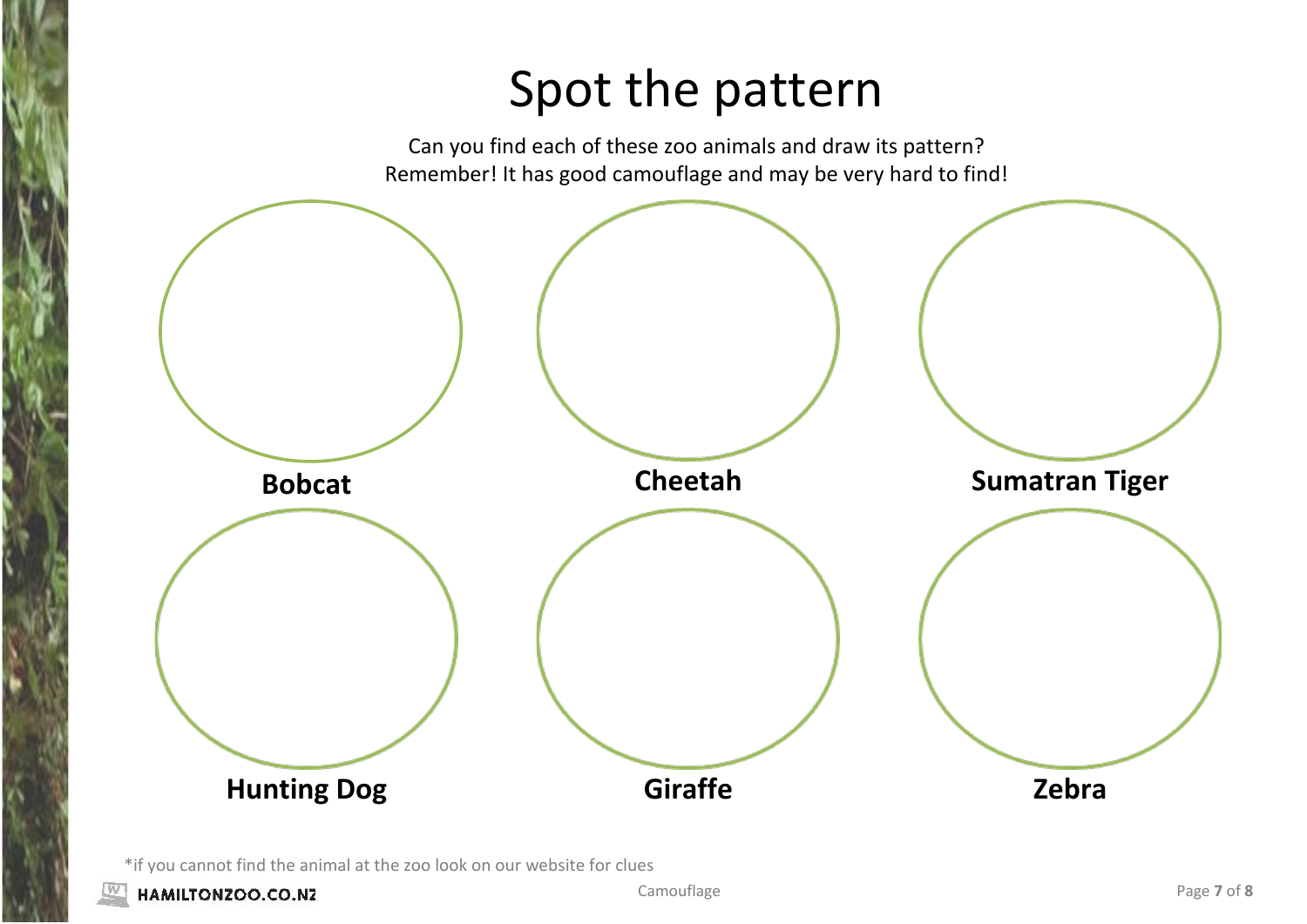# Spot the pattern

Can you find each of these zoo animals and draw its pattern?
Remember! It has good camouflage and may be very hard to find!

**Bobcat**

**Cheetah**

**Sumatran Tiger**

**Hunting Dog**

**Giraffe**

**Zebra**

*if you cannot find the animal at the zoo look on our website for clues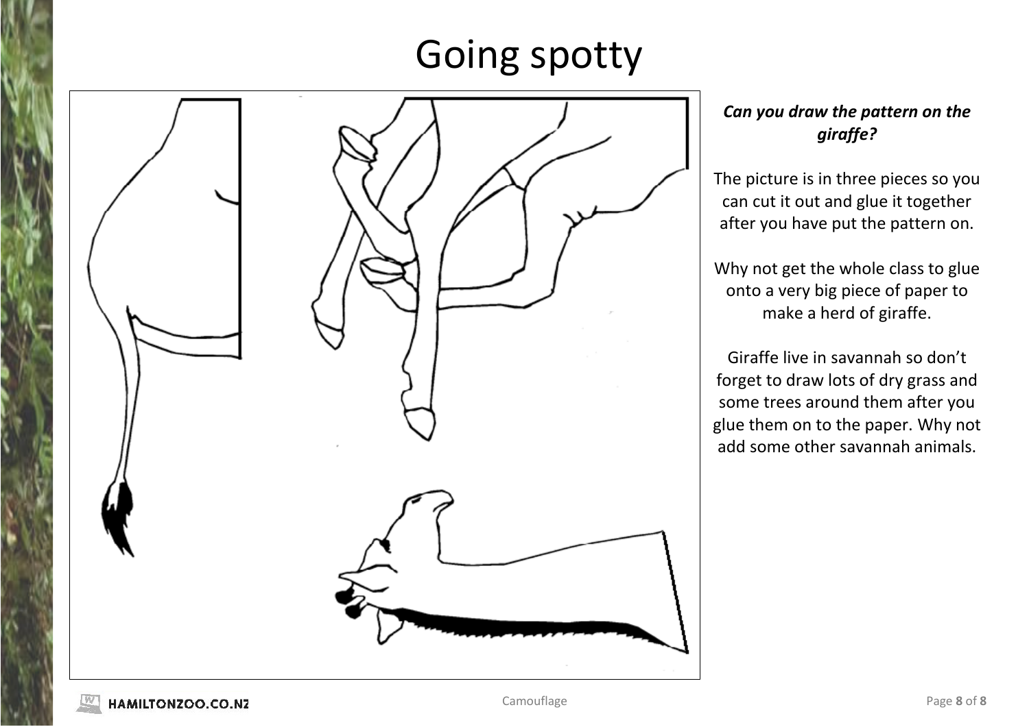# Going spotty

***Can you draw the pattern on the giraffe?***

The picture is in three pieces so you can cut it out and glue it together after you have put the pattern on.

Why not get the whole class to glue onto a very big piece of paper to make a herd of giraffe.

Giraffe live in savannah so don't forget to draw lots of dry grass and some trees around them after you glue them on to the paper. Why not add some other savannah animals.